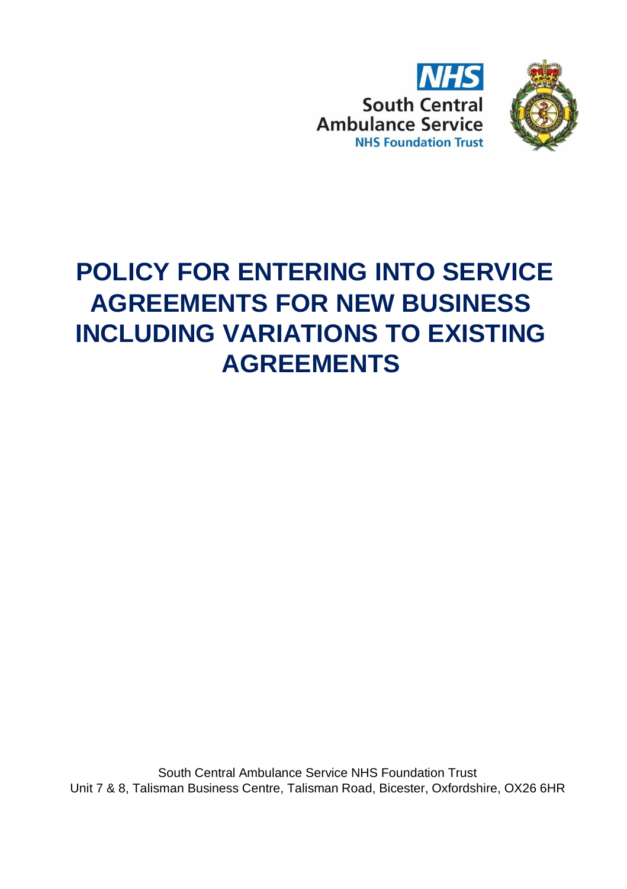NHS South Central Ambulance Service NHS Foundation Trust

# POLICY FOR ENTERING INTO SERVICE AGREEMENTS FOR NEW BUSINESS INCLUDING VARIATIONS TO EXISTING AGREEMENTS

South Central Ambulance Service NHS Foundation Trust
Unit 7 & 8, Talisman Business Centre, Talisman Road, Bicester, Oxfordshire, OX26 6HR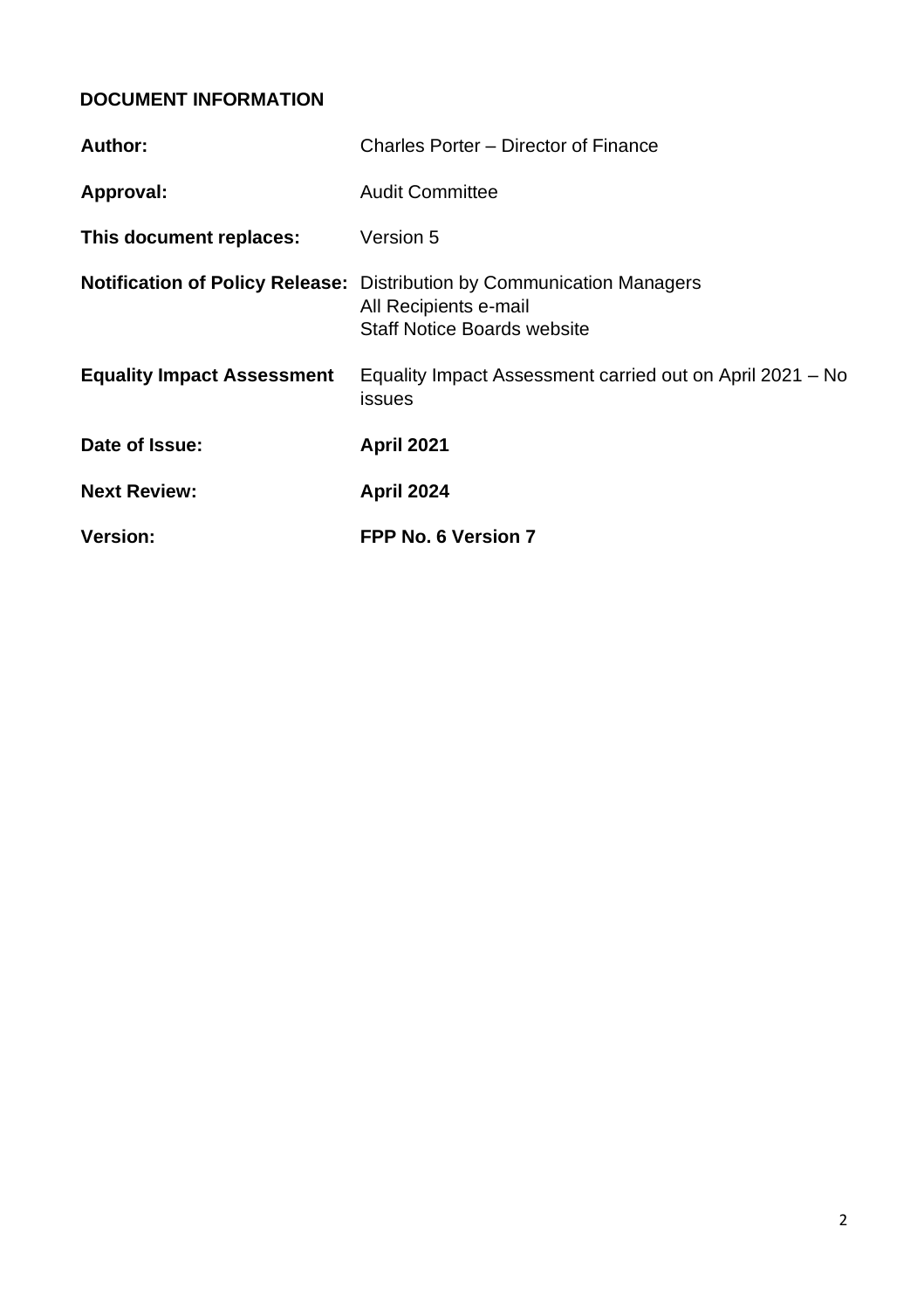## DOCUMENT INFORMATION

| | |
|---|---|
| **Author:** | Charles Porter – Director of Finance |
| **Approval:** | Audit Committee |
| **This document replaces:** | Version 5 |
| **Notification of Policy Release:** | Distribution by Communication Managers<br>All Recipients e-mail<br>Staff Notice Boards website |
| **Equality Impact Assessment** | Equality Impact Assessment carried out on April 2021 – No issues |
| **Date of Issue:** | **April 2021** |
| **Next Review:** | **April 2024** |
| **Version:** | **FPP No. 6 Version 7** |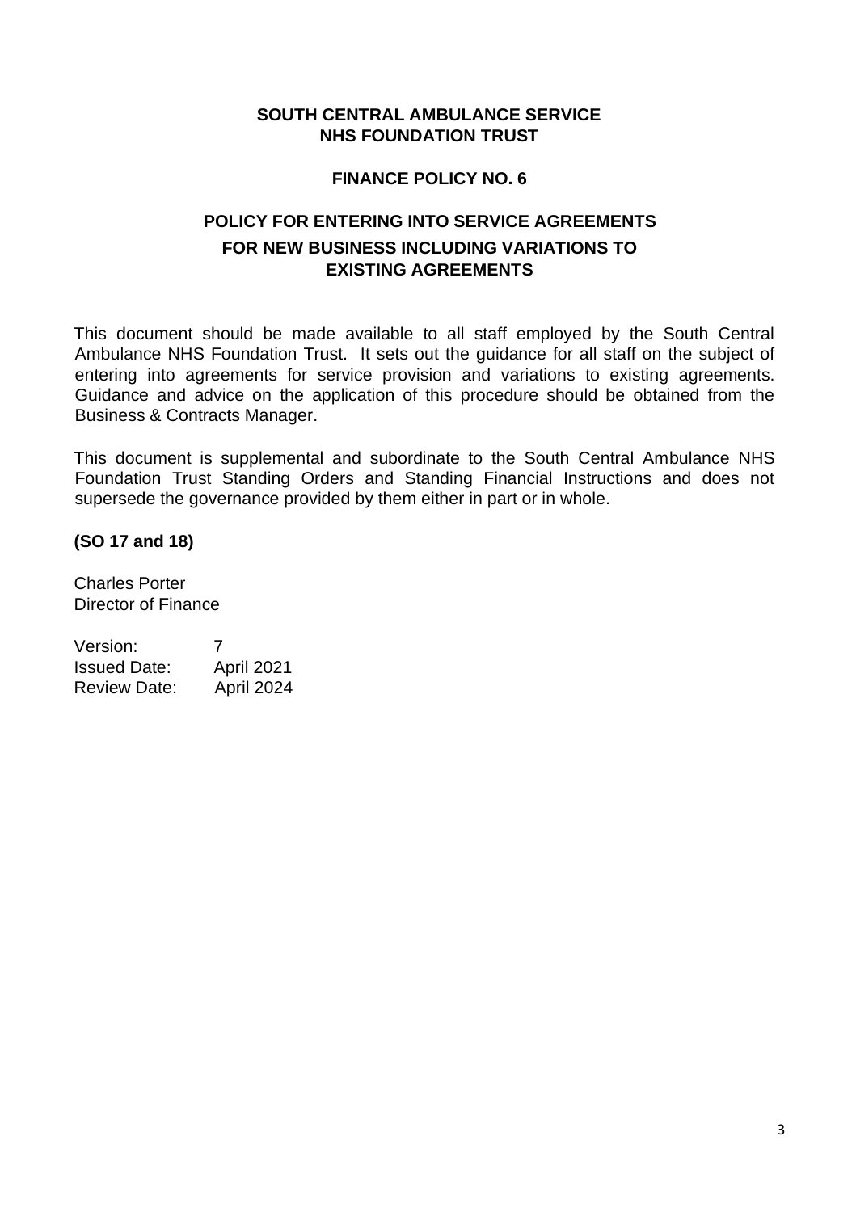**SOUTH CENTRAL AMBULANCE SERVICE**
**NHS FOUNDATION TRUST**

**FINANCE POLICY NO. 6**

# POLICY FOR ENTERING INTO SERVICE AGREEMENTS FOR NEW BUSINESS INCLUDING VARIATIONS TO EXISTING AGREEMENTS

This document should be made available to all staff employed by the South Central Ambulance NHS Foundation Trust. It sets out the guidance for all staff on the subject of entering into agreements for service provision and variations to existing agreements. Guidance and advice on the application of this procedure should be obtained from the Business & Contracts Manager.

This document is supplemental and subordinate to the South Central Ambulance NHS Foundation Trust Standing Orders and Standing Financial Instructions and does not supersede the governance provided by them either in part or in whole.

**(SO 17 and 18)**

Charles Porter
Director of Finance

| | |
|---|---|
| Version: | 7 |
| Issued Date: | April 2021 |
| Review Date: | April 2024 |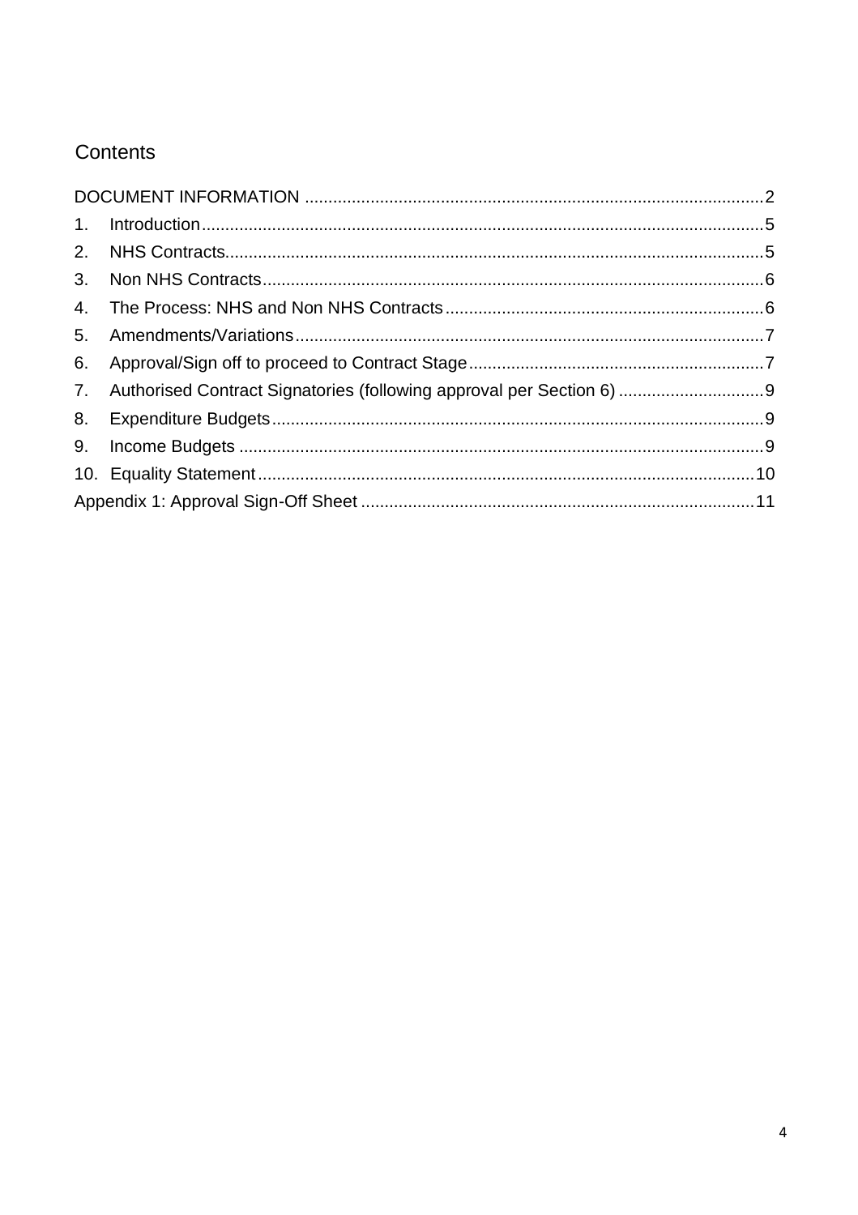# Contents

DOCUMENT INFORMATION ..... 2

1. Introduction ..... 5
2. NHS Contracts ..... 5
3. Non NHS Contracts ..... 6
4. The Process: NHS and Non NHS Contracts ..... 6
5. Amendments/Variations ..... 7
6. Approval/Sign off to proceed to Contract Stage ..... 7
7. Authorised Contract Signatories (following approval per Section 6) ..... 9
8. Expenditure Budgets ..... 9
9. Income Budgets ..... 9
10. Equality Statement ..... 10

Appendix 1: Approval Sign-Off Sheet ..... 11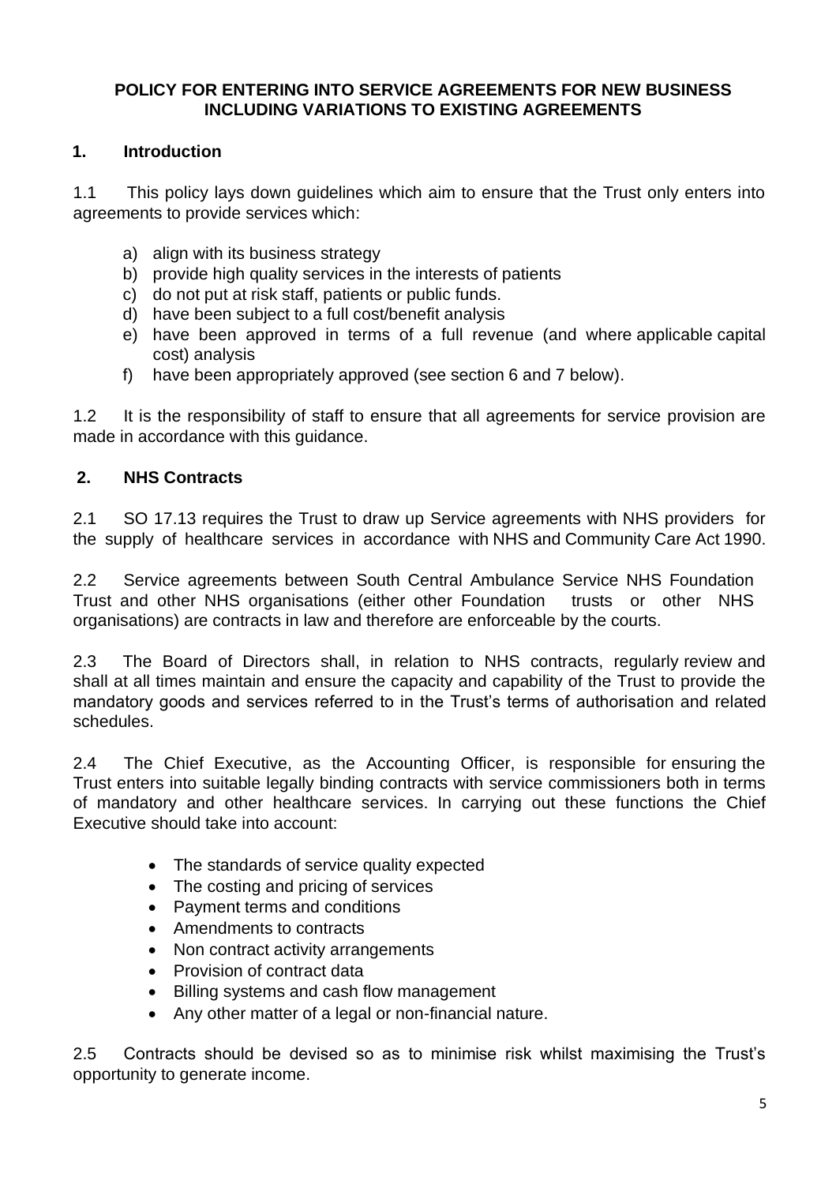# POLICY FOR ENTERING INTO SERVICE AGREEMENTS FOR NEW BUSINESS INCLUDING VARIATIONS TO EXISTING AGREEMENTS

## 1. Introduction

1.1 This policy lays down guidelines which aim to ensure that the Trust only enters into agreements to provide services which:

a) align with its business strategy
b) provide high quality services in the interests of patients
c) do not put at risk staff, patients or public funds.
d) have been subject to a full cost/benefit analysis
e) have been approved in terms of a full revenue (and where applicable capital cost) analysis
f) have been appropriately approved (see section 6 and 7 below).

1.2 It is the responsibility of staff to ensure that all agreements for service provision are made in accordance with this guidance.

## 2. NHS Contracts

2.1 SO 17.13 requires the Trust to draw up Service agreements with NHS providers for the supply of healthcare services in accordance with NHS and Community Care Act 1990.

2.2 Service agreements between South Central Ambulance Service NHS Foundation Trust and other NHS organisations (either other Foundation trusts or other NHS organisations) are contracts in law and therefore are enforceable by the courts.

2.3 The Board of Directors shall, in relation to NHS contracts, regularly review and shall at all times maintain and ensure the capacity and capability of the Trust to provide the mandatory goods and services referred to in the Trust's terms of authorisation and related schedules.

2.4 The Chief Executive, as the Accounting Officer, is responsible for ensuring the Trust enters into suitable legally binding contracts with service commissioners both in terms of mandatory and other healthcare services. In carrying out these functions the Chief Executive should take into account:

- The standards of service quality expected
- The costing and pricing of services
- Payment terms and conditions
- Amendments to contracts
- Non contract activity arrangements
- Provision of contract data
- Billing systems and cash flow management
- Any other matter of a legal or non-financial nature.

2.5 Contracts should be devised so as to minimise risk whilst maximising the Trust's opportunity to generate income.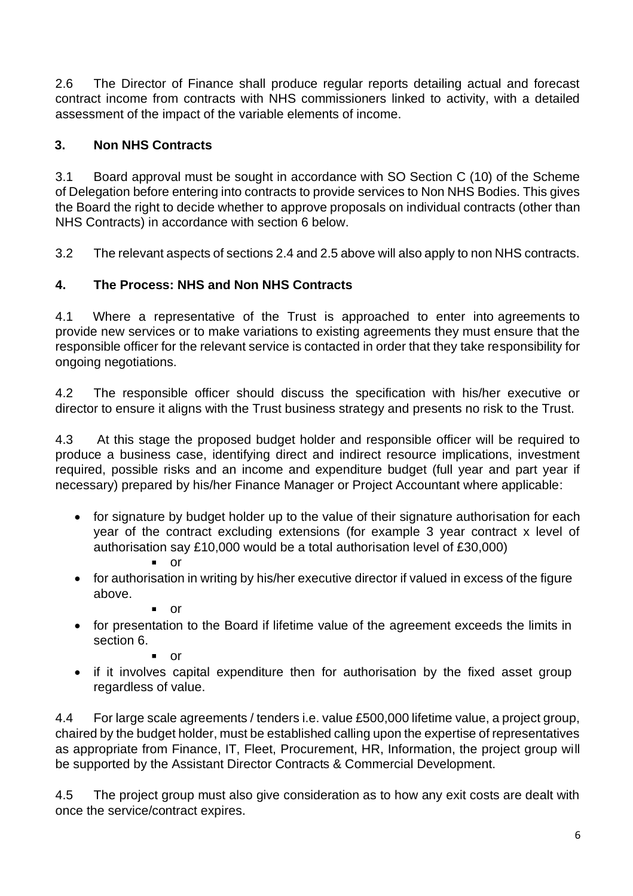2.6 The Director of Finance shall produce regular reports detailing actual and forecast contract income from contracts with NHS commissioners linked to activity, with a detailed assessment of the impact of the variable elements of income.

## 3. Non NHS Contracts

3.1 Board approval must be sought in accordance with SO Section C (10) of the Scheme of Delegation before entering into contracts to provide services to Non NHS Bodies. This gives the Board the right to decide whether to approve proposals on individual contracts (other than NHS Contracts) in accordance with section 6 below.

3.2 The relevant aspects of sections 2.4 and 2.5 above will also apply to non NHS contracts.

## 4. The Process: NHS and Non NHS Contracts

4.1 Where a representative of the Trust is approached to enter into agreements to provide new services or to make variations to existing agreements they must ensure that the responsible officer for the relevant service is contacted in order that they take responsibility for ongoing negotiations.

4.2 The responsible officer should discuss the specification with his/her executive or director to ensure it aligns with the Trust business strategy and presents no risk to the Trust.

4.3 At this stage the proposed budget holder and responsible officer will be required to produce a business case, identifying direct and indirect resource implications, investment required, possible risks and an income and expenditure budget (full year and part year if necessary) prepared by his/her Finance Manager or Project Accountant where applicable:

- for signature by budget holder up to the value of their signature authorisation for each year of the contract excluding extensions (for example 3 year contract x level of authorisation say £10,000 would be a total authorisation level of £30,000)
  - or
- for authorisation in writing by his/her executive director if valued in excess of the figure above.
  - or
- for presentation to the Board if lifetime value of the agreement exceeds the limits in section 6.
  - or
- if it involves capital expenditure then for authorisation by the fixed asset group regardless of value.

4.4 For large scale agreements / tenders i.e. value £500,000 lifetime value, a project group, chaired by the budget holder, must be established calling upon the expertise of representatives as appropriate from Finance, IT, Fleet, Procurement, HR, Information, the project group will be supported by the Assistant Director Contracts & Commercial Development.

4.5 The project group must also give consideration as to how any exit costs are dealt with once the service/contract expires.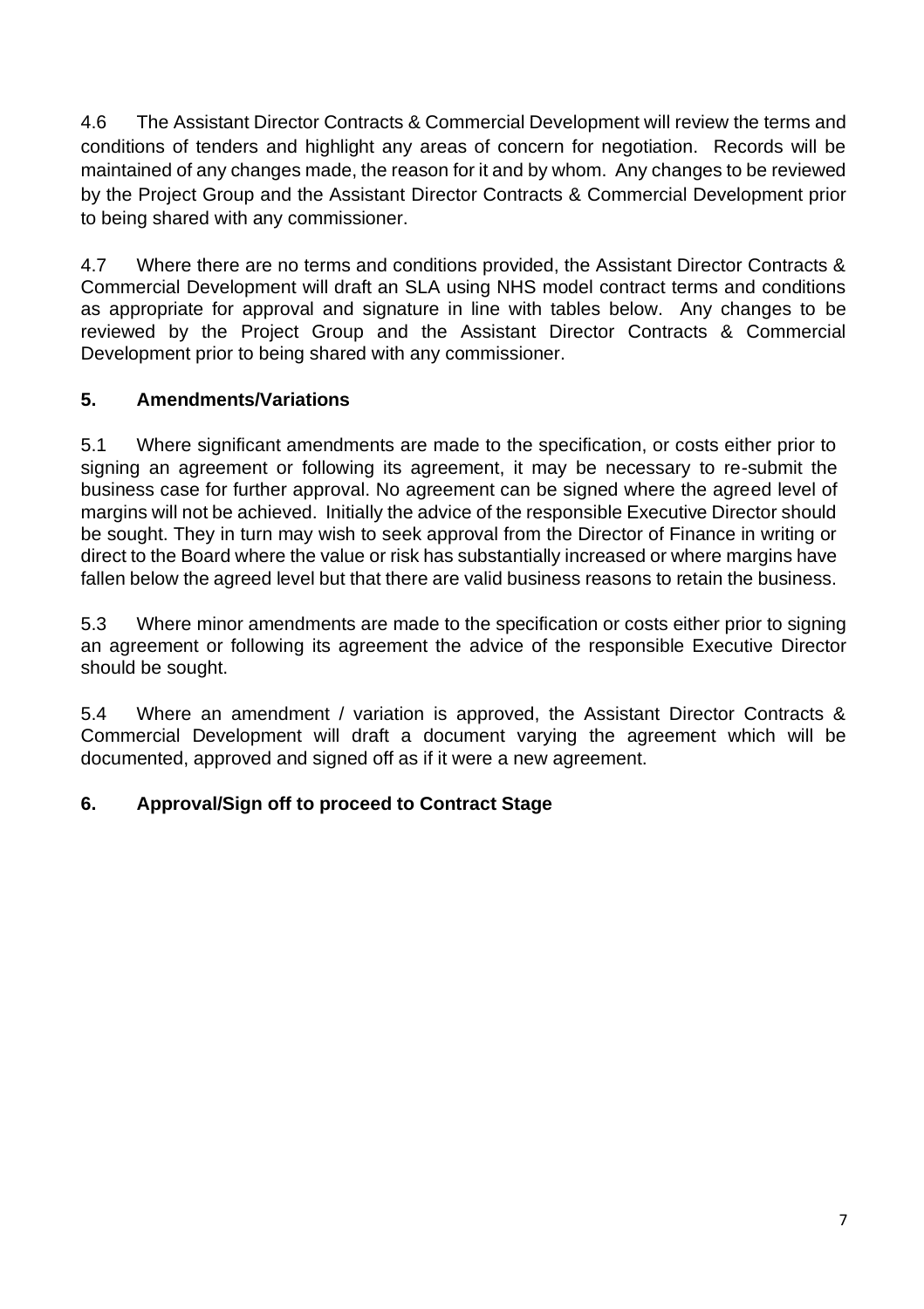4.6 The Assistant Director Contracts & Commercial Development will review the terms and conditions of tenders and highlight any areas of concern for negotiation. Records will be maintained of any changes made, the reason for it and by whom. Any changes to be reviewed by the Project Group and the Assistant Director Contracts & Commercial Development prior to being shared with any commissioner.

4.7 Where there are no terms and conditions provided, the Assistant Director Contracts & Commercial Development will draft an SLA using NHS model contract terms and conditions as appropriate for approval and signature in line with tables below. Any changes to be reviewed by the Project Group and the Assistant Director Contracts & Commercial Development prior to being shared with any commissioner.

## 5. Amendments/Variations

5.1 Where significant amendments are made to the specification, or costs either prior to signing an agreement or following its agreement, it may be necessary to re-submit the business case for further approval. No agreement can be signed where the agreed level of margins will not be achieved. Initially the advice of the responsible Executive Director should be sought. They in turn may wish to seek approval from the Director of Finance in writing or direct to the Board where the value or risk has substantially increased or where margins have fallen below the agreed level but that there are valid business reasons to retain the business.

5.3 Where minor amendments are made to the specification or costs either prior to signing an agreement or following its agreement the advice of the responsible Executive Director should be sought.

5.4 Where an amendment / variation is approved, the Assistant Director Contracts & Commercial Development will draft a document varying the agreement which will be documented, approved and signed off as if it were a new agreement.

## 6. Approval/Sign off to proceed to Contract Stage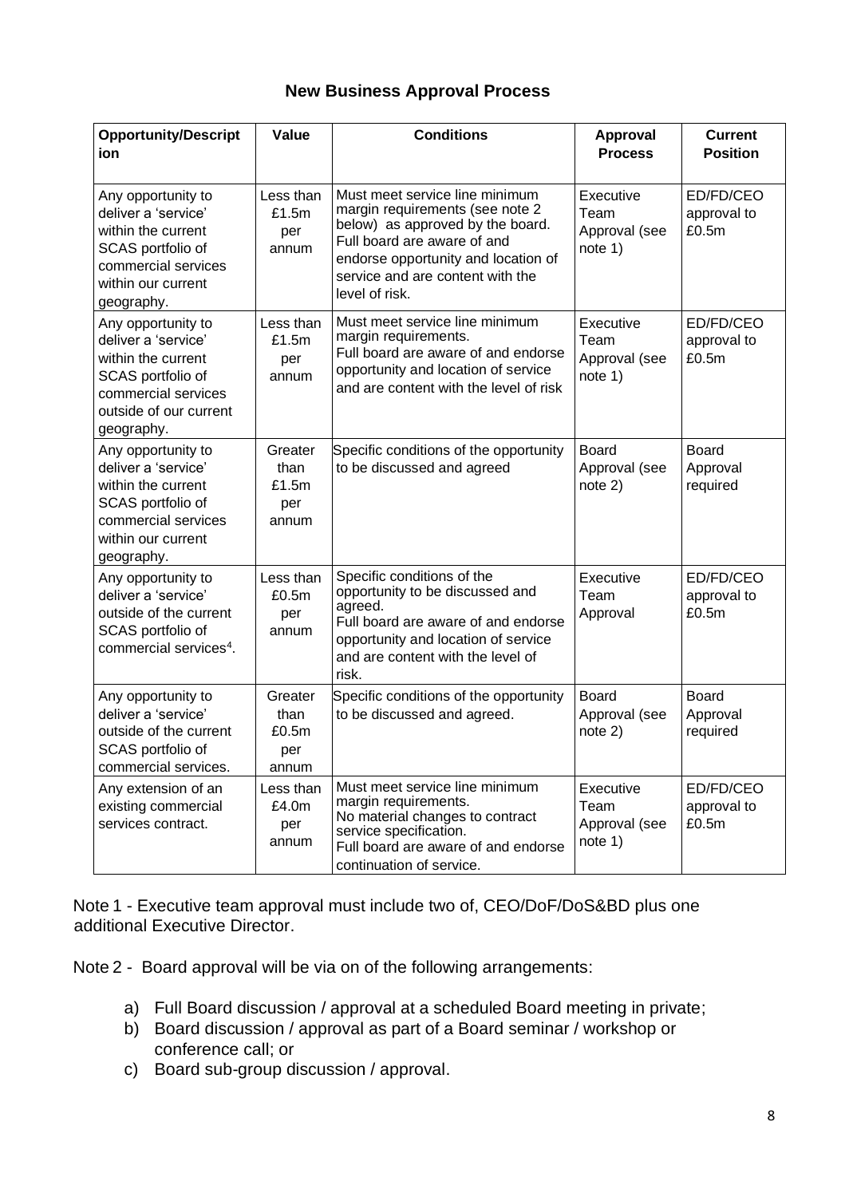## New Business Approval Process

| Opportunity/Description | Value | Conditions | Approval Process | Current Position |
|---|---|---|---|---|
| Any opportunity to deliver a 'service' within the current SCAS portfolio of commercial services within our current geography. | Less than £1.5m per annum | Must meet service line minimum margin requirements (see note 2 below) as approved by the board. Full board are aware of and endorse opportunity and location of service and are content with the level of risk. | Executive Team Approval (see note 1) | ED/FD/CEO approval to £0.5m |
| Any opportunity to deliver a 'service' within the current SCAS portfolio of commercial services outside of our current geography. | Less than £1.5m per annum | Must meet service line minimum margin requirements. Full board are aware of and endorse opportunity and location of service and are content with the level of risk | Executive Team Approval (see note 1) | ED/FD/CEO approval to £0.5m |
| Any opportunity to deliver a 'service' within the current SCAS portfolio of commercial services within our current geography. | Greater than £1.5m per annum | Specific conditions of the opportunity to be discussed and agreed | Board Approval (see note 2) | Board Approval required |
| Any opportunity to deliver a 'service' outside of the current SCAS portfolio of commercial services[4]. | Less than £0.5m per annum | Specific conditions of the opportunity to be discussed and agreed. Full board are aware of and endorse opportunity and location of service and are content with the level of risk. | Executive Team Approval | ED/FD/CEO approval to £0.5m |
| Any opportunity to deliver a 'service' outside of the current SCAS portfolio of commercial services. | Greater than £0.5m per annum | Specific conditions of the opportunity to be discussed and agreed. | Board Approval (see note 2) | Board Approval required |
| Any extension of an existing commercial services contract. | Less than £4.0m per annum | Must meet service line minimum margin requirements. No material changes to contract service specification. Full board are aware of and endorse continuation of service. | Executive Team Approval (see note 1) | ED/FD/CEO approval to £0.5m |

Note 1 - Executive team approval must include two of, CEO/DoF/DoS&BD plus one additional Executive Director.

Note 2 - Board approval will be via on of the following arrangements:

a) Full Board discussion / approval at a scheduled Board meeting in private;
b) Board discussion / approval as part of a Board seminar / workshop or conference call; or
c) Board sub-group discussion / approval.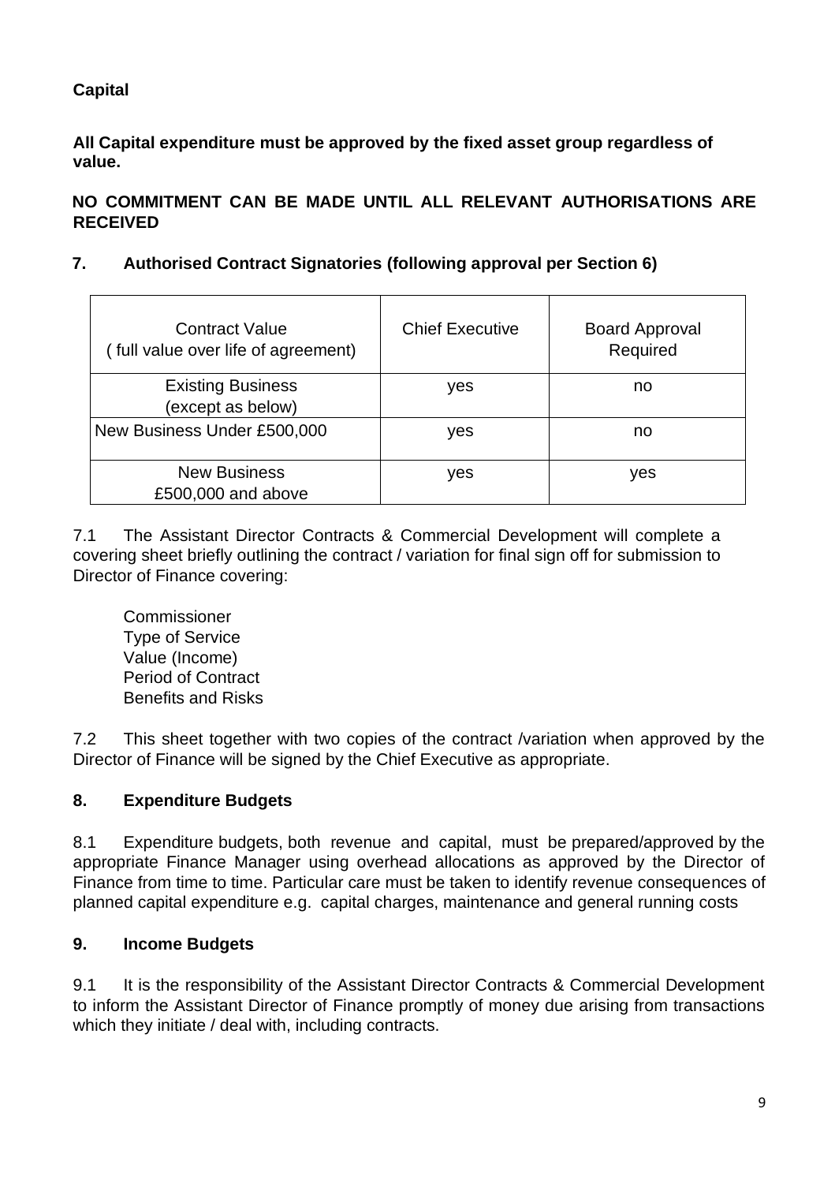**Capital**

**All Capital expenditure must be approved by the fixed asset group regardless of value.**

**NO COMMITMENT CAN BE MADE UNTIL ALL RELEVANT AUTHORISATIONS ARE RECEIVED**

## 7. Authorised Contract Signatories (following approval per Section 6)

| Contract Value ( full value over life of agreement) | Chief Executive | Board Approval Required |
|---|---|---|
| Existing Business (except as below) | yes | no |
| New Business Under £500,000 | yes | no |
| New Business £500,000 and above | yes | yes |

7.1 The Assistant Director Contracts & Commercial Development will complete a covering sheet briefly outlining the contract / variation for final sign off for submission to Director of Finance covering:

Commissioner
Type of Service
Value (Income)
Period of Contract
Benefits and Risks

7.2 This sheet together with two copies of the contract /variation when approved by the Director of Finance will be signed by the Chief Executive as appropriate.

## 8. Expenditure Budgets

8.1 Expenditure budgets, both revenue and capital, must be prepared/approved by the appropriate Finance Manager using overhead allocations as approved by the Director of Finance from time to time. Particular care must be taken to identify revenue consequences of planned capital expenditure e.g. capital charges, maintenance and general running costs

## 9. Income Budgets

9.1 It is the responsibility of the Assistant Director Contracts & Commercial Development to inform the Assistant Director of Finance promptly of money due arising from transactions which they initiate / deal with, including contracts.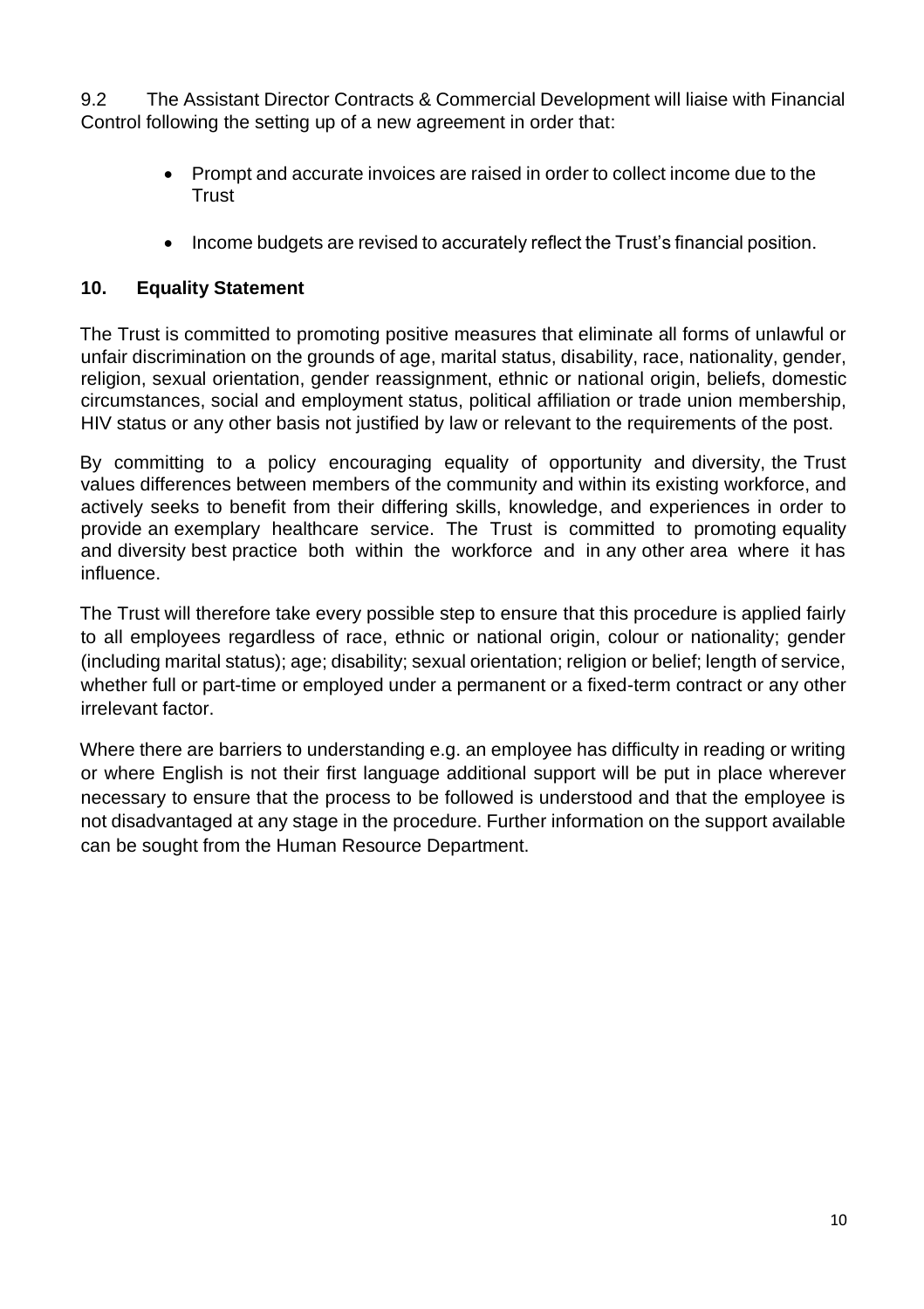9.2 The Assistant Director Contracts & Commercial Development will liaise with Financial Control following the setting up of a new agreement in order that:

- Prompt and accurate invoices are raised in order to collect income due to the Trust
- Income budgets are revised to accurately reflect the Trust's financial position.

## 10. Equality Statement

The Trust is committed to promoting positive measures that eliminate all forms of unlawful or unfair discrimination on the grounds of age, marital status, disability, race, nationality, gender, religion, sexual orientation, gender reassignment, ethnic or national origin, beliefs, domestic circumstances, social and employment status, political affiliation or trade union membership, HIV status or any other basis not justified by law or relevant to the requirements of the post.

By committing to a policy encouraging equality of opportunity and diversity, the Trust values differences between members of the community and within its existing workforce, and actively seeks to benefit from their differing skills, knowledge, and experiences in order to provide an exemplary healthcare service. The Trust is committed to promoting equality and diversity best practice both within the workforce and in any other area where it has influence.

The Trust will therefore take every possible step to ensure that this procedure is applied fairly to all employees regardless of race, ethnic or national origin, colour or nationality; gender (including marital status); age; disability; sexual orientation; religion or belief; length of service, whether full or part-time or employed under a permanent or a fixed-term contract or any other irrelevant factor.

Where there are barriers to understanding e.g. an employee has difficulty in reading or writing or where English is not their first language additional support will be put in place wherever necessary to ensure that the process to be followed is understood and that the employee is not disadvantaged at any stage in the procedure. Further information on the support available can be sought from the Human Resource Department.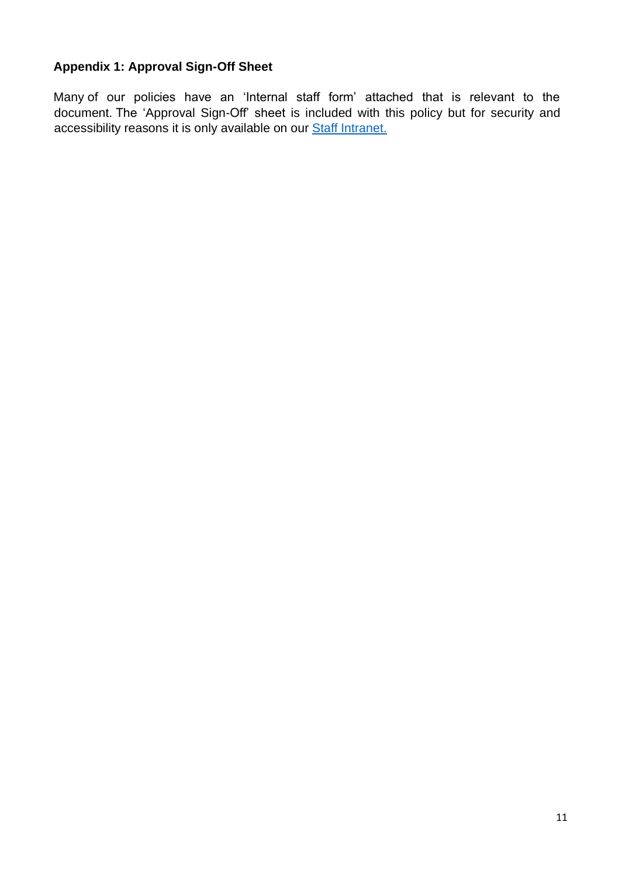### Appendix 1: Approval Sign-Off Sheet

Many of our policies have an 'Internal staff form' attached that is relevant to the document. The 'Approval Sign-Off' sheet is included with this policy but for security and accessibility reasons it is only available on our Staff Intranet.